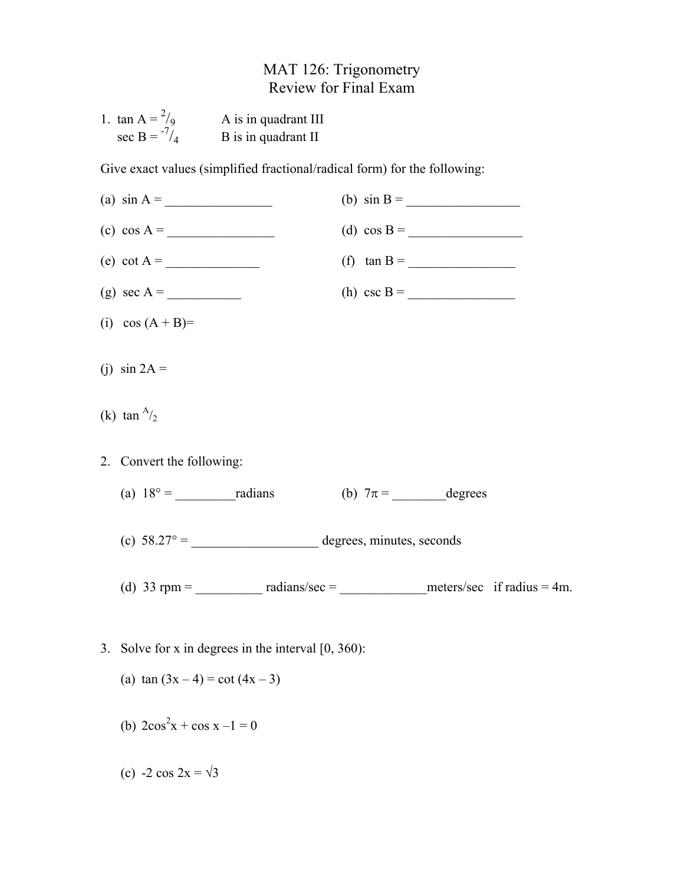# MAT 126: Trigonometry
## Review for Final Exam

1. $\tan A = {}^{2}/_{9}$ A is in quadrant III
   $\sec B = {}^{-7}/_{4}$ B is in quadrant II

Give exact values (simplified fractional/radical form) for the following:

(a) $\sin A =$ ________________ (b) $\sin B =$ _________________

(c) $\cos A =$ ________________ (d) $\cos B =$ _________________

(e) $\cot A =$ ______________ (f) $\tan B =$ ________________

(g) $\sec A =$ ___________ (h) $\csc B =$ ________________

(i) $\cos (A + B) =$

(j) $\sin 2A =$

(k) $\tan {}^{A}/_{2}$

2. Convert the following:

   (a) $18° =$ _________radians (b) $7\pi =$ ________degrees

   (c) $58.27° =$ ___________________ degrees, minutes, seconds

   (d) 33 rpm = __________ radians/sec = _____________meters/sec if radius = 4m.

3. Solve for x in degrees in the interval [0, 360):

   (a) $\tan (3x - 4) = \cot (4x - 3)$

   (b) $2\cos^2 x + \cos x - 1 = 0$

   (c) $-2 \cos 2x = \sqrt{3}$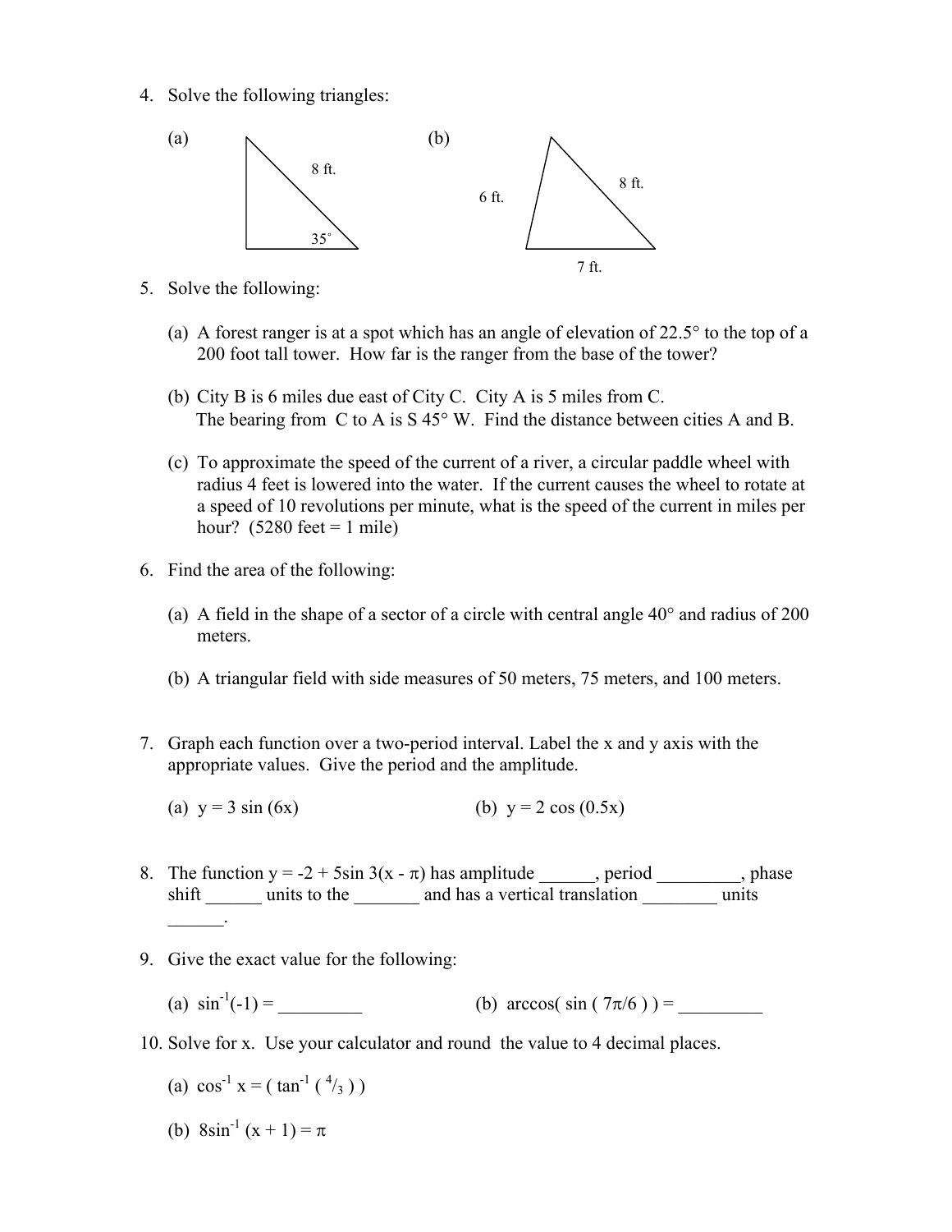4. Solve the following triangles:

(a)

8 ft.

35°

(b)

6 ft.

8 ft.

7 ft.

5. Solve the following:

   (a) A forest ranger is at a spot which has an angle of elevation of 22.5° to the top of a 200 foot tall tower. How far is the ranger from the base of the tower?

   (b) City B is 6 miles due east of City C. City A is 5 miles from C. The bearing from C to A is S 45° W. Find the distance between cities A and B.

   (c) To approximate the speed of the current of a river, a circular paddle wheel with radius 4 feet is lowered into the water. If the current causes the wheel to rotate at a speed of 10 revolutions per minute, what is the speed of the current in miles per hour? (5280 feet = 1 mile)

6. Find the area of the following:

   (a) A field in the shape of a sector of a circle with central angle 40° and radius of 200 meters.

   (b) A triangular field with side measures of 50 meters, 75 meters, and 100 meters.

7. Graph each function over a two-period interval. Label the x and y axis with the appropriate values. Give the period and the amplitude.

   (a) $y = 3 \sin (6x)$ (b) $y = 2 \cos (0.5x)$

8. The function $y = -2 + 5\sin 3(x - \pi)$ has amplitude ______, period _________, phase shift ______ units to the _______ and has a vertical translation ________ units ______.

9. Give the exact value for the following:

   (a) $\sin^{-1}(-1)$ = _________ (b) $\arccos( \sin ( 7\pi/6 ) )$ = _________

10. Solve for x. Use your calculator and round the value to 4 decimal places.

    (a) $\cos^{-1} x = ( \tan^{-1} ( 4/3 ) )$

    (b) $8\sin^{-1} (x + 1) = \pi$